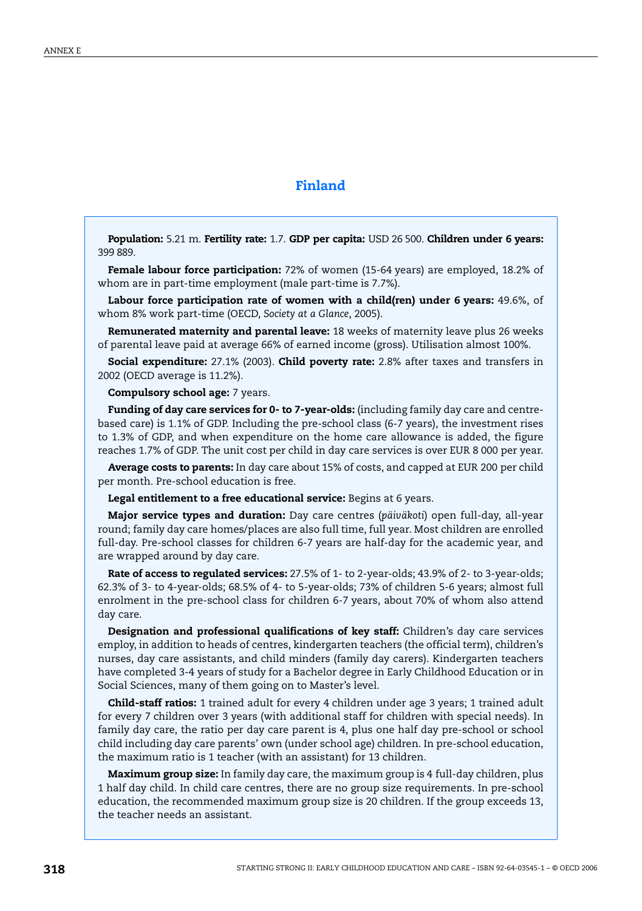# Finland

**Population:** 5.21 m. **Fertility rate:** 1.7. **GDP per capita:** USD 26 500. **Children under 6 years:** 399 889.

**Female labour force participation:** 72% of women (15-64 years) are employed, 18.2% of whom are in part-time employment (male part-time is 7.7%).

**Labour force participation rate of women with a child(ren) under 6 years:** 49.6%, of whom 8% work part-time (OECD, *Society at a Glance*, 2005).

**Remunerated maternity and parental leave:** 18 weeks of maternity leave plus 26 weeks of parental leave paid at average 66% of earned income (gross). Utilisation almost 100%.

**Social expenditure:** 27.1% (2003). **Child poverty rate:** 2.8% after taxes and transfers in 2002 (OECD average is 11.2%).

**Compulsory school age:** 7 years.

**Funding of day care services for 0- to 7-year-olds:** (including family day care and centre-based care) is 1.1% of GDP. Including the pre-school class (6-7 years), the investment rises to 1.3% of GDP, and when expenditure on the home care allowance is added, the figure reaches 1.7% of GDP. The unit cost per child in day care services is over EUR 8 000 per year.

**Average costs to parents:** In day care about 15% of costs, and capped at EUR 200 per child per month. Pre-school education is free.

**Legal entitlement to a free educational service:** Begins at 6 years.

**Major service types and duration:** Day care centres (*päiväkoti*) open full-day, all-year round; family day care homes/places are also full time, full year. Most children are enrolled full-day. Pre-school classes for children 6-7 years are half-day for the academic year, and are wrapped around by day care.

**Rate of access to regulated services:** 27.5% of 1- to 2-year-olds; 43.9% of 2- to 3-year-olds; 62.3% of 3- to 4-year-olds; 68.5% of 4- to 5-year-olds; 73% of children 5-6 years; almost full enrolment in the pre-school class for children 6-7 years, about 70% of whom also attend day care.

**Designation and professional qualifications of key staff:** Children's day care services employ, in addition to heads of centres, kindergarten teachers (the official term), children's nurses, day care assistants, and child minders (family day carers). Kindergarten teachers have completed 3-4 years of study for a Bachelor degree in Early Childhood Education or in Social Sciences, many of them going on to Master's level.

**Child-staff ratios:** 1 trained adult for every 4 children under age 3 years; 1 trained adult for every 7 children over 3 years (with additional staff for children with special needs). In family day care, the ratio per day care parent is 4, plus one half day pre-school or school child including day care parents' own (under school age) children. In pre-school education, the maximum ratio is 1 teacher (with an assistant) for 13 children.

**Maximum group size:** In family day care, the maximum group is 4 full-day children, plus 1 half day child. In child care centres, there are no group size requirements. In pre-school education, the recommended maximum group size is 20 children. If the group exceeds 13, the teacher needs an assistant.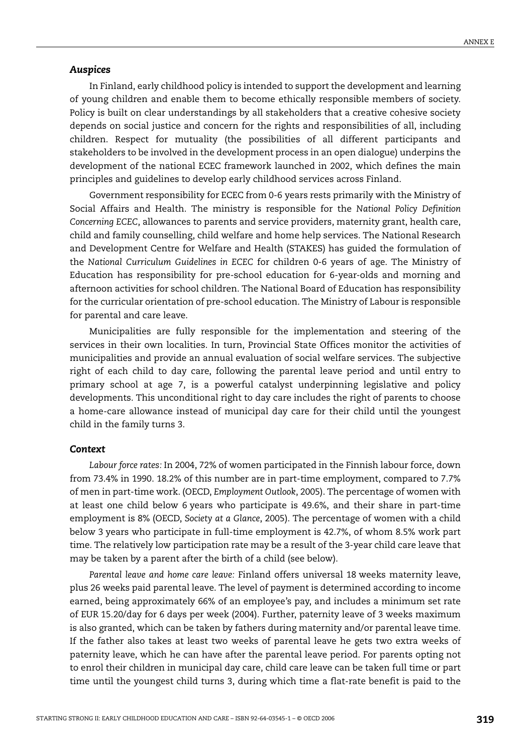### *Auspices*

In Finland, early childhood policy is intended to support the development and learning of young children and enable them to become ethically responsible members of society. Policy is built on clear understandings by all stakeholders that a creative cohesive society depends on social justice and concern for the rights and responsibilities of all, including children. Respect for mutuality (the possibilities of all different participants and stakeholders to be involved in the development process in an open dialogue) underpins the development of the national ECEC framework launched in 2002, which defines the main principles and guidelines to develop early childhood services across Finland.

Government responsibility for ECEC from 0-6 years rests primarily with the Ministry of Social Affairs and Health. The ministry is responsible for the *National Policy Definition Concerning ECEC*, allowances to parents and service providers, maternity grant, health care, child and family counselling, child welfare and home help services. The National Research and Development Centre for Welfare and Health (STAKES) has guided the formulation of the *National Curriculum Guidelines in ECEC* for children 0-6 years of age. The Ministry of Education has responsibility for pre-school education for 6-year-olds and morning and afternoon activities for school children. The National Board of Education has responsibility for the curricular orientation of pre-school education. The Ministry of Labour is responsible for parental and care leave.

Municipalities are fully responsible for the implementation and steering of the services in their own localities. In turn, Provincial State Offices monitor the activities of municipalities and provide an annual evaluation of social welfare services. The subjective right of each child to day care, following the parental leave period and until entry to primary school at age 7, is a powerful catalyst underpinning legislative and policy developments. This unconditional right to day care includes the right of parents to choose a home-care allowance instead of municipal day care for their child until the youngest child in the family turns 3.

### *Context*

*Labour force rates:* In 2004, 72% of women participated in the Finnish labour force, down from 73.4% in 1990. 18.2% of this number are in part-time employment, compared to 7.7% of men in part-time work. (OECD, *Employment Outlook*, 2005). The percentage of women with at least one child below 6 years who participate is 49.6%, and their share in part-time employment is 8% (OECD, *Society at a Glance*, 2005). The percentage of women with a child below 3 years who participate in full-time employment is 42.7%, of whom 8.5% work part time. The relatively low participation rate may be a result of the 3-year child care leave that may be taken by a parent after the birth of a child (see below).

*Parental leave and home care leave:* Finland offers universal 18 weeks maternity leave, plus 26 weeks paid parental leave. The level of payment is determined according to income earned, being approximately 66% of an employee's pay, and includes a minimum set rate of EUR 15.20/day for 6 days per week (2004). Further, paternity leave of 3 weeks maximum is also granted, which can be taken by fathers during maternity and/or parental leave time. If the father also takes at least two weeks of parental leave he gets two extra weeks of paternity leave, which he can have after the parental leave period. For parents opting not to enrol their children in municipal day care, child care leave can be taken full time or part time until the youngest child turns 3, during which time a flat-rate benefit is paid to the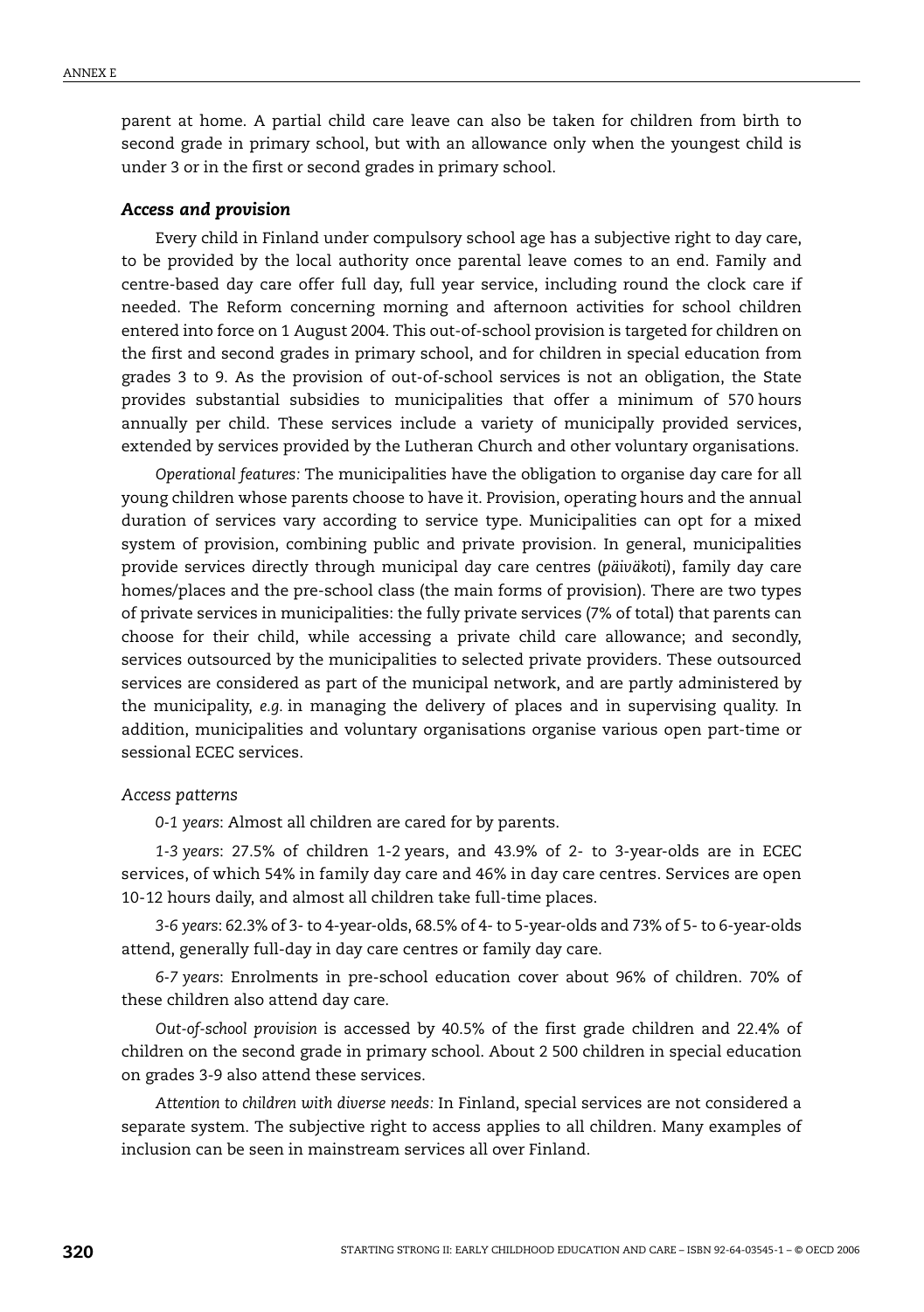parent at home. A partial child care leave can also be taken for children from birth to second grade in primary school, but with an allowance only when the youngest child is under 3 or in the first or second grades in primary school.

### *Access and provision*

Every child in Finland under compulsory school age has a subjective right to day care, to be provided by the local authority once parental leave comes to an end. Family and centre-based day care offer full day, full year service, including round the clock care if needed. The Reform concerning morning and afternoon activities for school children entered into force on 1 August 2004. This out-of-school provision is targeted for children on the first and second grades in primary school, and for children in special education from grades 3 to 9. As the provision of out-of-school services is not an obligation, the State provides substantial subsidies to municipalities that offer a minimum of 570 hours annually per child. These services include a variety of municipally provided services, extended by services provided by the Lutheran Church and other voluntary organisations.

*Operational features:* The municipalities have the obligation to organise day care for all young children whose parents choose to have it. Provision, operating hours and the annual duration of services vary according to service type. Municipalities can opt for a mixed system of provision, combining public and private provision. In general, municipalities provide services directly through municipal day care centres (*päiväkoti*), family day care homes/places and the pre-school class (the main forms of provision). There are two types of private services in municipalities: the fully private services (7% of total) that parents can choose for their child, while accessing a private child care allowance; and secondly, services outsourced by the municipalities to selected private providers. These outsourced services are considered as part of the municipal network, and are partly administered by the municipality, *e.g.* in managing the delivery of places and in supervising quality. In addition, municipalities and voluntary organisations organise various open part-time or sessional ECEC services.

*Access patterns*

*0-1 years*: Almost all children are cared for by parents.

*1-3 years*: 27.5% of children 1-2 years, and 43.9% of 2- to 3-year-olds are in ECEC services, of which 54% in family day care and 46% in day care centres. Services are open 10-12 hours daily, and almost all children take full-time places.

*3-6 years*: 62.3% of 3- to 4-year-olds, 68.5% of 4- to 5-year-olds and 73% of 5- to 6-year-olds attend, generally full-day in day care centres or family day care.

*6-7 years*: Enrolments in pre-school education cover about 96% of children. 70% of these children also attend day care.

*Out-of-school provision* is accessed by 40.5% of the first grade children and 22.4% of children on the second grade in primary school. About 2 500 children in special education on grades 3-9 also attend these services.

*Attention to children with diverse needs:* In Finland, special services are not considered a separate system. The subjective right to access applies to all children. Many examples of inclusion can be seen in mainstream services all over Finland.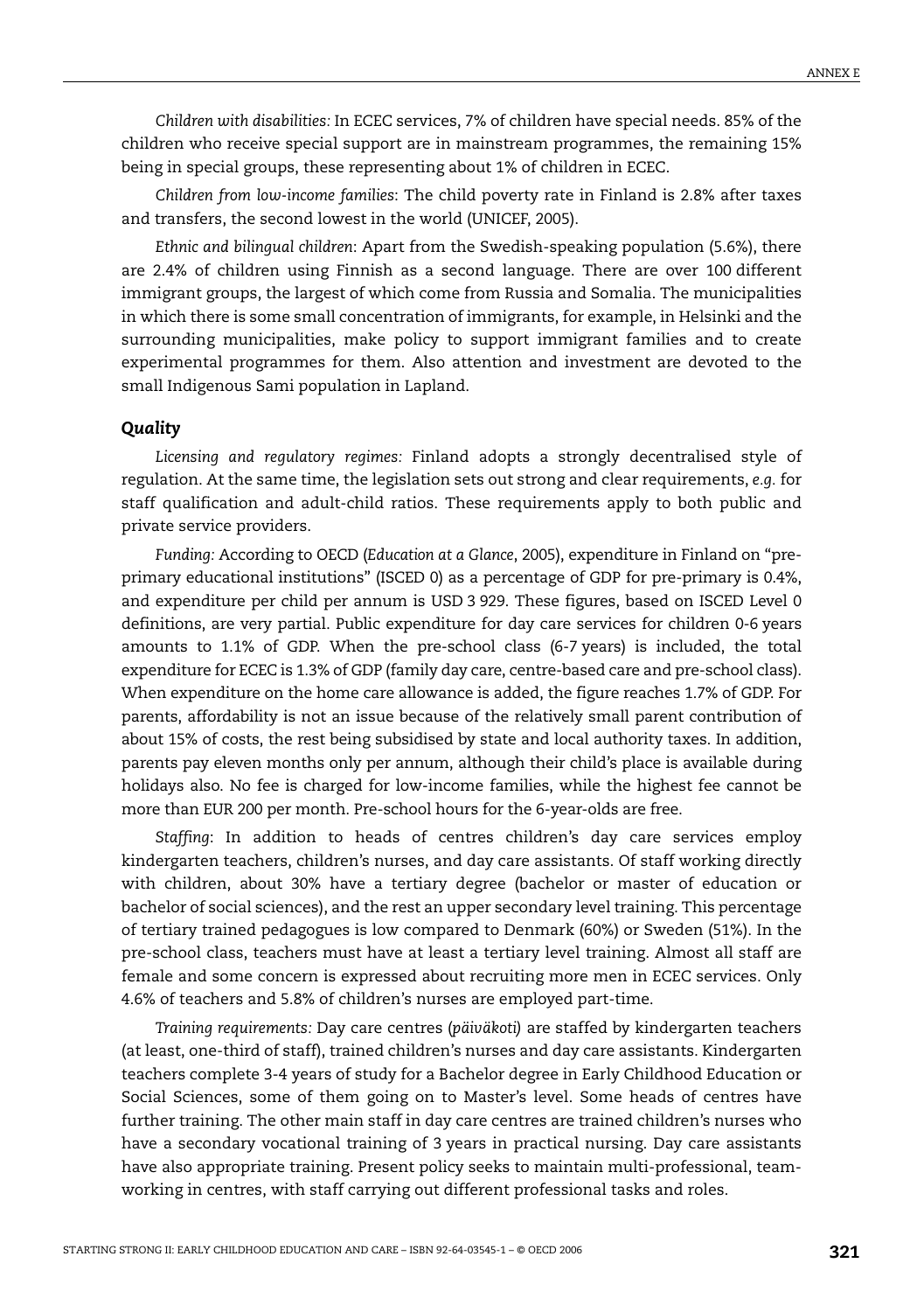*Children with disabilities:* In ECEC services, 7% of children have special needs. 85% of the children who receive special support are in mainstream programmes, the remaining 15% being in special groups, these representing about 1% of children in ECEC.

*Children from low-income families*: The child poverty rate in Finland is 2.8% after taxes and transfers, the second lowest in the world (UNICEF, 2005).

*Ethnic and bilingual children*: Apart from the Swedish-speaking population (5.6%), there are 2.4% of children using Finnish as a second language. There are over 100 different immigrant groups, the largest of which come from Russia and Somalia. The municipalities in which there is some small concentration of immigrants, for example, in Helsinki and the surrounding municipalities, make policy to support immigrant families and to create experimental programmes for them. Also attention and investment are devoted to the small Indigenous Sami population in Lapland.

### *Quality*

*Licensing and regulatory regimes:* Finland adopts a strongly decentralised style of regulation. At the same time, the legislation sets out strong and clear requirements, *e.g.* for staff qualification and adult-child ratios. These requirements apply to both public and private service providers.

*Funding:* According to OECD (*Education at a Glance*, 2005), expenditure in Finland on "pre-primary educational institutions" (ISCED 0) as a percentage of GDP for pre-primary is 0.4%, and expenditure per child per annum is USD 3 929. These figures, based on ISCED Level 0 definitions, are very partial. Public expenditure for day care services for children 0-6 years amounts to 1.1% of GDP. When the pre-school class (6-7 years) is included, the total expenditure for ECEC is 1.3% of GDP (family day care, centre-based care and pre-school class). When expenditure on the home care allowance is added, the figure reaches 1.7% of GDP. For parents, affordability is not an issue because of the relatively small parent contribution of about 15% of costs, the rest being subsidised by state and local authority taxes. In addition, parents pay eleven months only per annum, although their child's place is available during holidays also. No fee is charged for low-income families, while the highest fee cannot be more than EUR 200 per month. Pre-school hours for the 6-year-olds are free.

*Staffing*: In addition to heads of centres children's day care services employ kindergarten teachers, children's nurses, and day care assistants. Of staff working directly with children, about 30% have a tertiary degree (bachelor or master of education or bachelor of social sciences), and the rest an upper secondary level training. This percentage of tertiary trained pedagogues is low compared to Denmark (60%) or Sweden (51%). In the pre-school class, teachers must have at least a tertiary level training. Almost all staff are female and some concern is expressed about recruiting more men in ECEC services. Only 4.6% of teachers and 5.8% of children's nurses are employed part-time.

*Training requirements:* Day care centres (*päiväkoti*) are staffed by kindergarten teachers (at least, one-third of staff), trained children's nurses and day care assistants. Kindergarten teachers complete 3-4 years of study for a Bachelor degree in Early Childhood Education or Social Sciences, some of them going on to Master's level. Some heads of centres have further training. The other main staff in day care centres are trained children's nurses who have a secondary vocational training of 3 years in practical nursing. Day care assistants have also appropriate training. Present policy seeks to maintain multi-professional, team-working in centres, with staff carrying out different professional tasks and roles.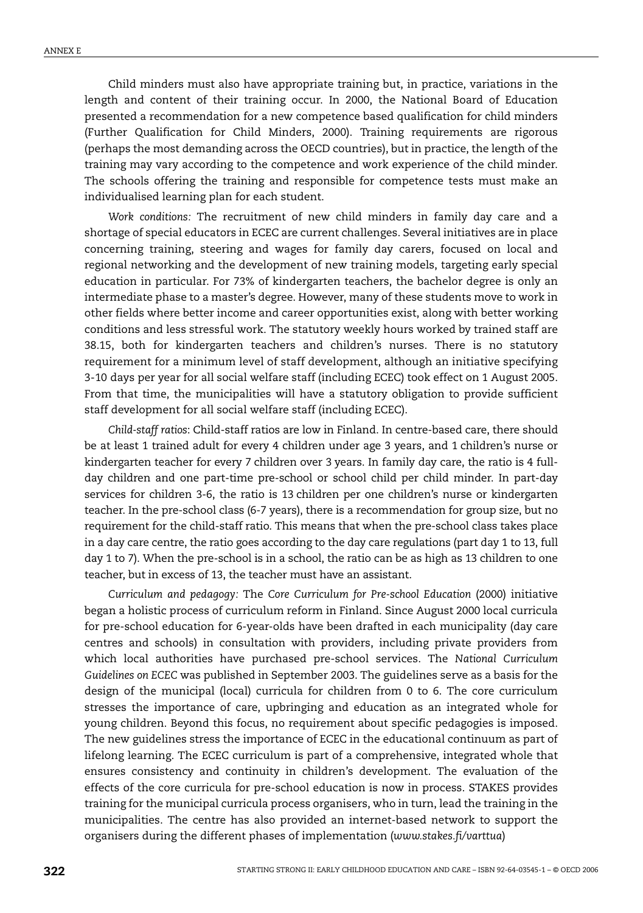Child minders must also have appropriate training but, in practice, variations in the length and content of their training occur. In 2000, the National Board of Education presented a recommendation for a new competence based qualification for child minders (Further Qualification for Child Minders, 2000). Training requirements are rigorous (perhaps the most demanding across the OECD countries), but in practice, the length of the training may vary according to the competence and work experience of the child minder. The schools offering the training and responsible for competence tests must make an individualised learning plan for each student.

*Work conditions:* The recruitment of new child minders in family day care and a shortage of special educators in ECEC are current challenges. Several initiatives are in place concerning training, steering and wages for family day carers, focused on local and regional networking and the development of new training models, targeting early special education in particular. For 73% of kindergarten teachers, the bachelor degree is only an intermediate phase to a master's degree. However, many of these students move to work in other fields where better income and career opportunities exist, along with better working conditions and less stressful work. The statutory weekly hours worked by trained staff are 38.15, both for kindergarten teachers and children's nurses. There is no statutory requirement for a minimum level of staff development, although an initiative specifying 3-10 days per year for all social welfare staff (including ECEC) took effect on 1 August 2005. From that time, the municipalities will have a statutory obligation to provide sufficient staff development for all social welfare staff (including ECEC).

*Child-staff ratios*: Child-staff ratios are low in Finland. In centre-based care, there should be at least 1 trained adult for every 4 children under age 3 years, and 1 children's nurse or kindergarten teacher for every 7 children over 3 years. In family day care, the ratio is 4 full-day children and one part-time pre-school or school child per child minder. In part-day services for children 3-6, the ratio is 13 children per one children's nurse or kindergarten teacher. In the pre-school class (6-7 years), there is a recommendation for group size, but no requirement for the child-staff ratio. This means that when the pre-school class takes place in a day care centre, the ratio goes according to the day care regulations (part day 1 to 13, full day 1 to 7). When the pre-school is in a school, the ratio can be as high as 13 children to one teacher, but in excess of 13, the teacher must have an assistant.

*Curriculum and pedagogy:* The *Core Curriculum for Pre-school Education* (2000) initiative began a holistic process of curriculum reform in Finland. Since August 2000 local curricula for pre-school education for 6-year-olds have been drafted in each municipality (day care centres and schools) in consultation with providers, including private providers from which local authorities have purchased pre-school services. The *National Curriculum Guidelines on ECEC* was published in September 2003. The guidelines serve as a basis for the design of the municipal (local) curricula for children from 0 to 6. The core curriculum stresses the importance of care, upbringing and education as an integrated whole for young children. Beyond this focus, no requirement about specific pedagogies is imposed. The new guidelines stress the importance of ECEC in the educational continuum as part of lifelong learning. The ECEC curriculum is part of a comprehensive, integrated whole that ensures consistency and continuity in children's development. The evaluation of the effects of the core curricula for pre-school education is now in process. STAKES provides training for the municipal curricula process organisers, who in turn, lead the training in the municipalities. The centre has also provided an internet-based network to support the organisers during the different phases of implementation (*www.stakes.fi/varttua*)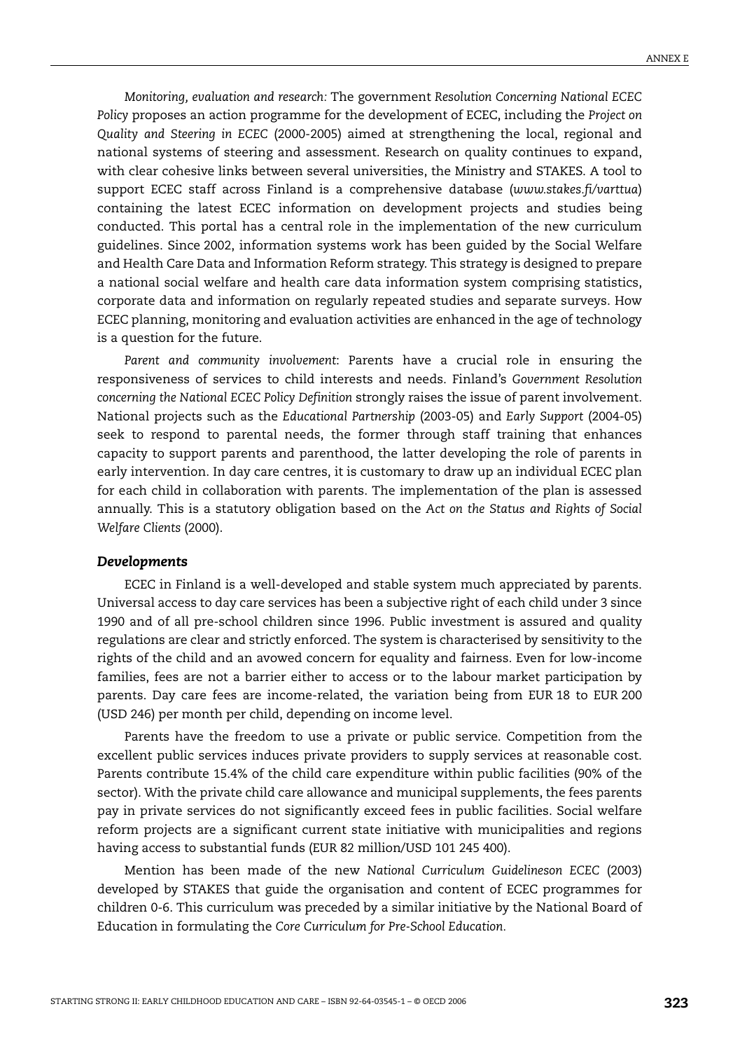*Monitoring, evaluation and research:* The government *Resolution Concerning National ECEC Policy* proposes an action programme for the development of ECEC, including the *Project on Quality and Steering in ECEC* (2000-2005) aimed at strengthening the local, regional and national systems of steering and assessment. Research on quality continues to expand, with clear cohesive links between several universities, the Ministry and STAKES. A tool to support ECEC staff across Finland is a comprehensive database (*www.stakes.fi/varttua*) containing the latest ECEC information on development projects and studies being conducted. This portal has a central role in the implementation of the new curriculum guidelines. Since 2002, information systems work has been guided by the Social Welfare and Health Care Data and Information Reform strategy. This strategy is designed to prepare a national social welfare and health care data information system comprising statistics, corporate data and information on regularly repeated studies and separate surveys. How ECEC planning, monitoring and evaluation activities are enhanced in the age of technology is a question for the future.

*Parent and community involvement*: Parents have a crucial role in ensuring the responsiveness of services to child interests and needs. Finland's *Government Resolution concerning the National ECEC Policy Definition* strongly raises the issue of parent involvement. National projects such as the *Educational Partnership* (2003-05) and *Early Support* (2004-05) seek to respond to parental needs, the former through staff training that enhances capacity to support parents and parenthood, the latter developing the role of parents in early intervention. In day care centres, it is customary to draw up an individual ECEC plan for each child in collaboration with parents. The implementation of the plan is assessed annually. This is a statutory obligation based on the *Act on the Status and Rights of Social Welfare Clients* (2000).

### *Developments*

ECEC in Finland is a well-developed and stable system much appreciated by parents. Universal access to day care services has been a subjective right of each child under 3 since 1990 and of all pre-school children since 1996. Public investment is assured and quality regulations are clear and strictly enforced. The system is characterised by sensitivity to the rights of the child and an avowed concern for equality and fairness. Even for low-income families, fees are not a barrier either to access or to the labour market participation by parents. Day care fees are income-related, the variation being from EUR 18 to EUR 200 (USD 246) per month per child, depending on income level.

Parents have the freedom to use a private or public service. Competition from the excellent public services induces private providers to supply services at reasonable cost. Parents contribute 15.4% of the child care expenditure within public facilities (90% of the sector). With the private child care allowance and municipal supplements, the fees parents pay in private services do not significantly exceed fees in public facilities. Social welfare reform projects are a significant current state initiative with municipalities and regions having access to substantial funds (EUR 82 million/USD 101 245 400).

Mention has been made of the new *National Curriculum Guidelineson ECEC* (2003) developed by STAKES that guide the organisation and content of ECEC programmes for children 0-6. This curriculum was preceded by a similar initiative by the National Board of Education in formulating the *Core Curriculum for Pre-School Education*.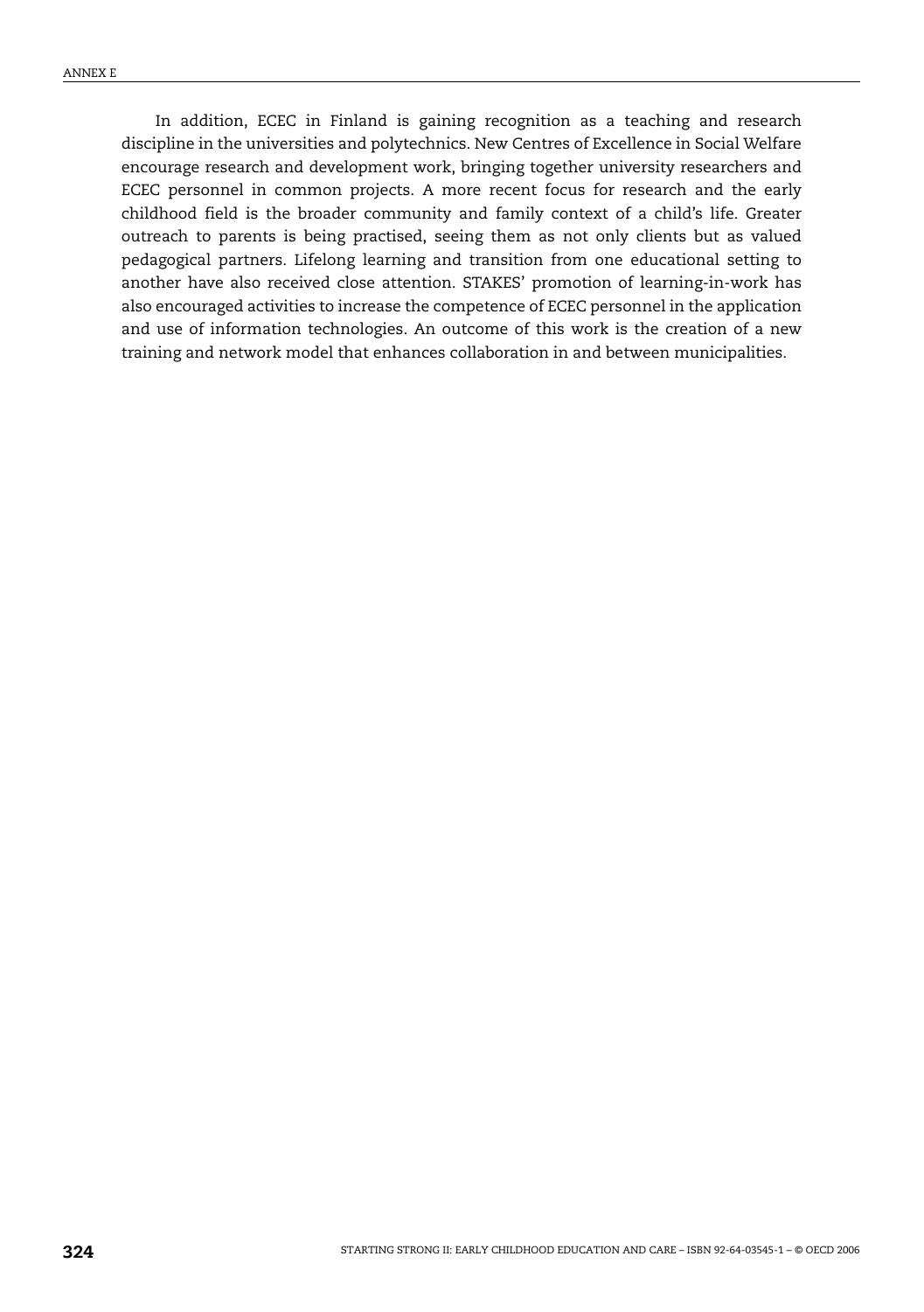In addition, ECEC in Finland is gaining recognition as a teaching and research discipline in the universities and polytechnics. New Centres of Excellence in Social Welfare encourage research and development work, bringing together university researchers and ECEC personnel in common projects. A more recent focus for research and the early childhood field is the broader community and family context of a child's life. Greater outreach to parents is being practised, seeing them as not only clients but as valued pedagogical partners. Lifelong learning and transition from one educational setting to another have also received close attention. STAKES' promotion of learning-in-work has also encouraged activities to increase the competence of ECEC personnel in the application and use of information technologies. An outcome of this work is the creation of a new training and network model that enhances collaboration in and between municipalities.